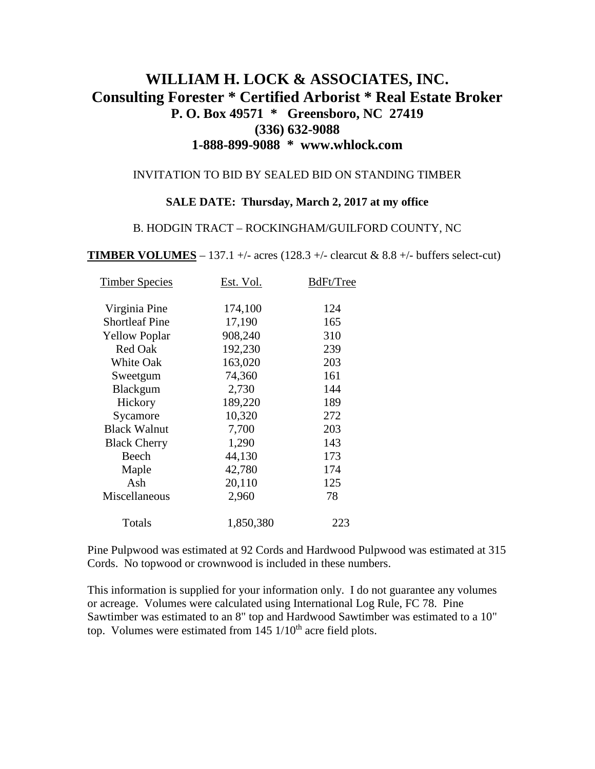# WILLIAM H. LOCK & ASSOCIATES, INC.
## Consulting Forester * Certified Arborist * Real Estate Broker
### P. O. Box 49571 * Greensboro, NC 27419
### (336) 632-9088
### 1-888-899-9088 * www.whlock.com

INVITATION TO BID BY SEALED BID ON STANDING TIMBER

**SALE DATE: Thursday, March 2, 2017 at my office**

B. HODGIN TRACT – ROCKINGHAM/GUILFORD COUNTY, NC

**TIMBER VOLUMES** – 137.1 +/- acres (128.3 +/- clearcut & 8.8 +/- buffers select-cut)

| Timber Species | Est. Vol. | BdFt/Tree |
|---|---|---|
| Virginia Pine | 174,100 | 124 |
| Shortleaf Pine | 17,190 | 165 |
| Yellow Poplar | 908,240 | 310 |
| Red Oak | 192,230 | 239 |
| White Oak | 163,020 | 203 |
| Sweetgum | 74,360 | 161 |
| Blackgum | 2,730 | 144 |
| Hickory | 189,220 | 189 |
| Sycamore | 10,320 | 272 |
| Black Walnut | 7,700 | 203 |
| Black Cherry | 1,290 | 143 |
| Beech | 44,130 | 173 |
| Maple | 42,780 | 174 |
| Ash | 20,110 | 125 |
| Miscellaneous | 2,960 | 78 |
| Totals | 1,850,380 | 223 |

Pine Pulpwood was estimated at 92 Cords and Hardwood Pulpwood was estimated at 315 Cords. No topwood or crownwood is included in these numbers.

This information is supplied for your information only. I do not guarantee any volumes or acreage. Volumes were calculated using International Log Rule, FC 78. Pine Sawtimber was estimated to an 8" top and Hardwood Sawtimber was estimated to a 10" top. Volumes were estimated from 145 1/10th acre field plots.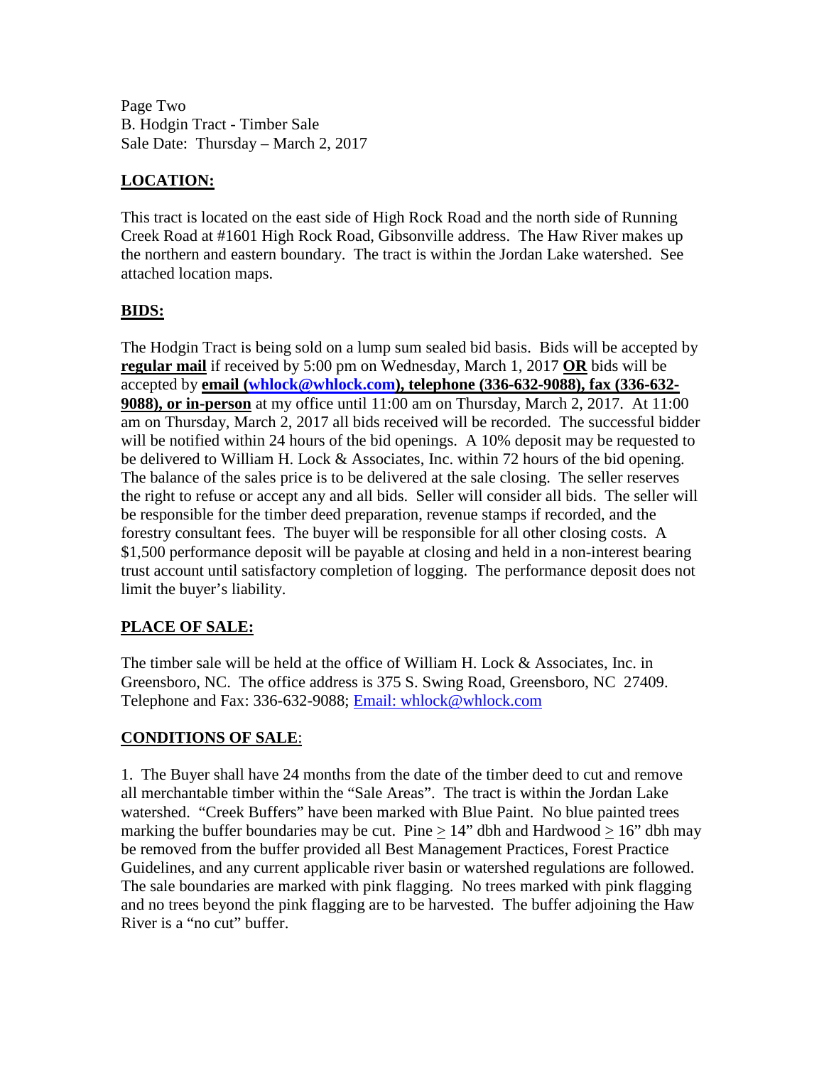Page Two
B. Hodgin Tract - Timber Sale
Sale Date: Thursday – March 2, 2017

## LOCATION:

This tract is located on the east side of High Rock Road and the north side of Running Creek Road at #1601 High Rock Road, Gibsonville address. The Haw River makes up the northern and eastern boundary. The tract is within the Jordan Lake watershed. See attached location maps.

## BIDS:

The Hodgin Tract is being sold on a lump sum sealed bid basis. Bids will be accepted by **regular mail** if received by 5:00 pm on Wednesday, March 1, 2017 **OR** bids will be accepted by **email (whlock@whlock.com), telephone (336-632-9088), fax (336-632-9088), or in-person** at my office until 11:00 am on Thursday, March 2, 2017. At 11:00 am on Thursday, March 2, 2017 all bids received will be recorded. The successful bidder will be notified within 24 hours of the bid openings. A 10% deposit may be requested to be delivered to William H. Lock & Associates, Inc. within 72 hours of the bid opening. The balance of the sales price is to be delivered at the sale closing. The seller reserves the right to refuse or accept any and all bids. Seller will consider all bids. The seller will be responsible for the timber deed preparation, revenue stamps if recorded, and the forestry consultant fees. The buyer will be responsible for all other closing costs. A $1,500 performance deposit will be payable at closing and held in a non-interest bearing trust account until satisfactory completion of logging. The performance deposit does not limit the buyer's liability.

## PLACE OF SALE:

The timber sale will be held at the office of William H. Lock & Associates, Inc. in Greensboro, NC. The office address is 375 S. Swing Road, Greensboro, NC 27409. Telephone and Fax: 336-632-9088; Email: whlock@whlock.com

## CONDITIONS OF SALE:

1. The Buyer shall have 24 months from the date of the timber deed to cut and remove all merchantable timber within the "Sale Areas". The tract is within the Jordan Lake watershed. "Creek Buffers" have been marked with Blue Paint. No blue painted trees marking the buffer boundaries may be cut. Pine ≥ 14" dbh and Hardwood ≥ 16" dbh may be removed from the buffer provided all Best Management Practices, Forest Practice Guidelines, and any current applicable river basin or watershed regulations are followed. The sale boundaries are marked with pink flagging. No trees marked with pink flagging and no trees beyond the pink flagging are to be harvested. The buffer adjoining the Haw River is a "no cut" buffer.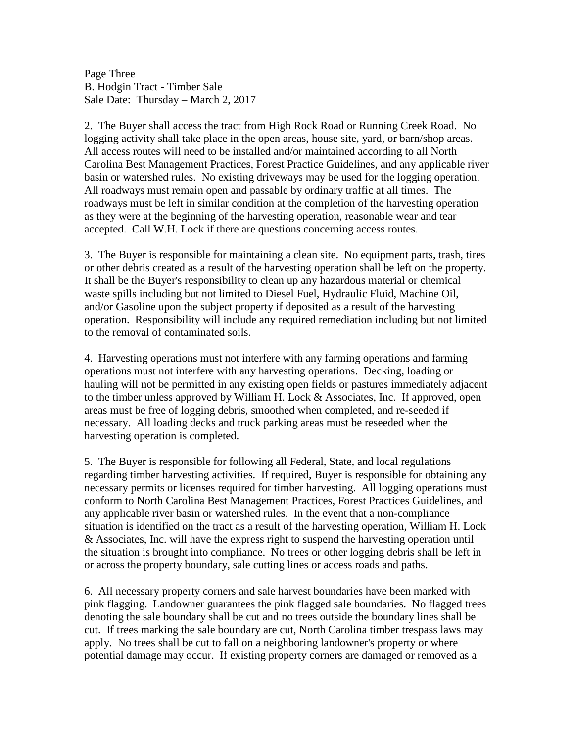2. The Buyer shall access the tract from High Rock Road or Running Creek Road. No logging activity shall take place in the open areas, house site, yard, or barn/shop areas. All access routes will need to be installed and/or maintained according to all North Carolina Best Management Practices, Forest Practice Guidelines, and any applicable river basin or watershed rules. No existing driveways may be used for the logging operation. All roadways must remain open and passable by ordinary traffic at all times. The roadways must be left in similar condition at the completion of the harvesting operation as they were at the beginning of the harvesting operation, reasonable wear and tear accepted. Call W.H. Lock if there are questions concerning access routes.

3. The Buyer is responsible for maintaining a clean site. No equipment parts, trash, tires or other debris created as a result of the harvesting operation shall be left on the property. It shall be the Buyer's responsibility to clean up any hazardous material or chemical waste spills including but not limited to Diesel Fuel, Hydraulic Fluid, Machine Oil, and/or Gasoline upon the subject property if deposited as a result of the harvesting operation. Responsibility will include any required remediation including but not limited to the removal of contaminated soils.

4. Harvesting operations must not interfere with any farming operations and farming operations must not interfere with any harvesting operations. Decking, loading or hauling will not be permitted in any existing open fields or pastures immediately adjacent to the timber unless approved by William H. Lock & Associates, Inc. If approved, open areas must be free of logging debris, smoothed when completed, and re-seeded if necessary. All loading decks and truck parking areas must be reseeded when the harvesting operation is completed.

5. The Buyer is responsible for following all Federal, State, and local regulations regarding timber harvesting activities. If required, Buyer is responsible for obtaining any necessary permits or licenses required for timber harvesting. All logging operations must conform to North Carolina Best Management Practices, Forest Practices Guidelines, and any applicable river basin or watershed rules. In the event that a non-compliance situation is identified on the tract as a result of the harvesting operation, William H. Lock & Associates, Inc. will have the express right to suspend the harvesting operation until the situation is brought into compliance. No trees or other logging debris shall be left in or across the property boundary, sale cutting lines or access roads and paths.

6. All necessary property corners and sale harvest boundaries have been marked with pink flagging. Landowner guarantees the pink flagged sale boundaries. No flagged trees denoting the sale boundary shall be cut and no trees outside the boundary lines shall be cut. If trees marking the sale boundary are cut, North Carolina timber trespass laws may apply. No trees shall be cut to fall on a neighboring landowner's property or where potential damage may occur. If existing property corners are damaged or removed as a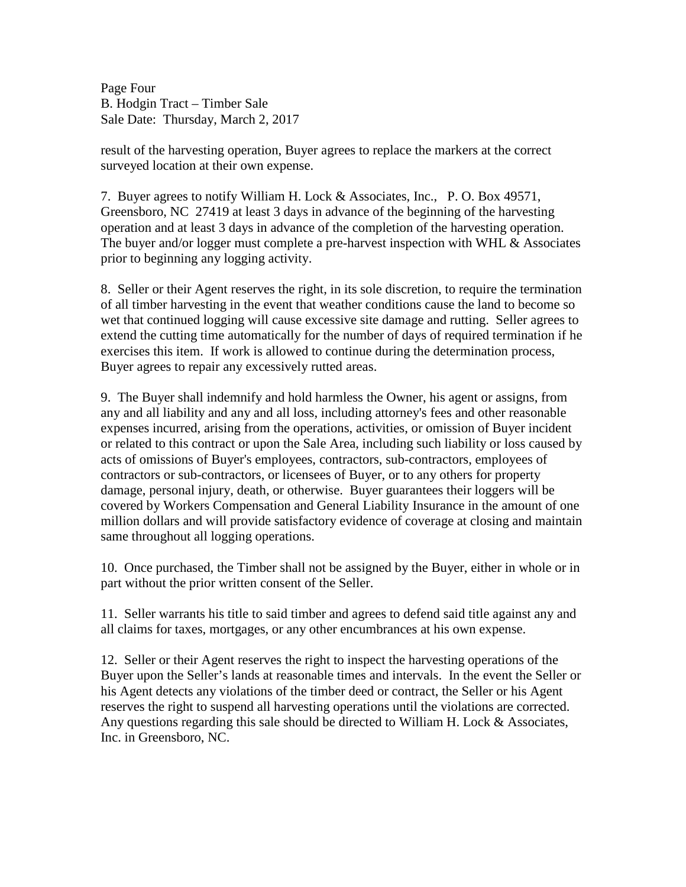result of the harvesting operation, Buyer agrees to replace the markers at the correct surveyed location at their own expense.

7. Buyer agrees to notify William H. Lock & Associates, Inc., P. O. Box 49571, Greensboro, NC 27419 at least 3 days in advance of the beginning of the harvesting operation and at least 3 days in advance of the completion of the harvesting operation. The buyer and/or logger must complete a pre-harvest inspection with WHL & Associates prior to beginning any logging activity.

8. Seller or their Agent reserves the right, in its sole discretion, to require the termination of all timber harvesting in the event that weather conditions cause the land to become so wet that continued logging will cause excessive site damage and rutting. Seller agrees to extend the cutting time automatically for the number of days of required termination if he exercises this item. If work is allowed to continue during the determination process, Buyer agrees to repair any excessively rutted areas.

9. The Buyer shall indemnify and hold harmless the Owner, his agent or assigns, from any and all liability and any and all loss, including attorney's fees and other reasonable expenses incurred, arising from the operations, activities, or omission of Buyer incident or related to this contract or upon the Sale Area, including such liability or loss caused by acts of omissions of Buyer's employees, contractors, sub-contractors, employees of contractors or sub-contractors, or licensees of Buyer, or to any others for property damage, personal injury, death, or otherwise. Buyer guarantees their loggers will be covered by Workers Compensation and General Liability Insurance in the amount of one million dollars and will provide satisfactory evidence of coverage at closing and maintain same throughout all logging operations.

10. Once purchased, the Timber shall not be assigned by the Buyer, either in whole or in part without the prior written consent of the Seller.

11. Seller warrants his title to said timber and agrees to defend said title against any and all claims for taxes, mortgages, or any other encumbrances at his own expense.

12. Seller or their Agent reserves the right to inspect the harvesting operations of the Buyer upon the Seller's lands at reasonable times and intervals. In the event the Seller or his Agent detects any violations of the timber deed or contract, the Seller or his Agent reserves the right to suspend all harvesting operations until the violations are corrected. Any questions regarding this sale should be directed to William H. Lock & Associates, Inc. in Greensboro, NC.